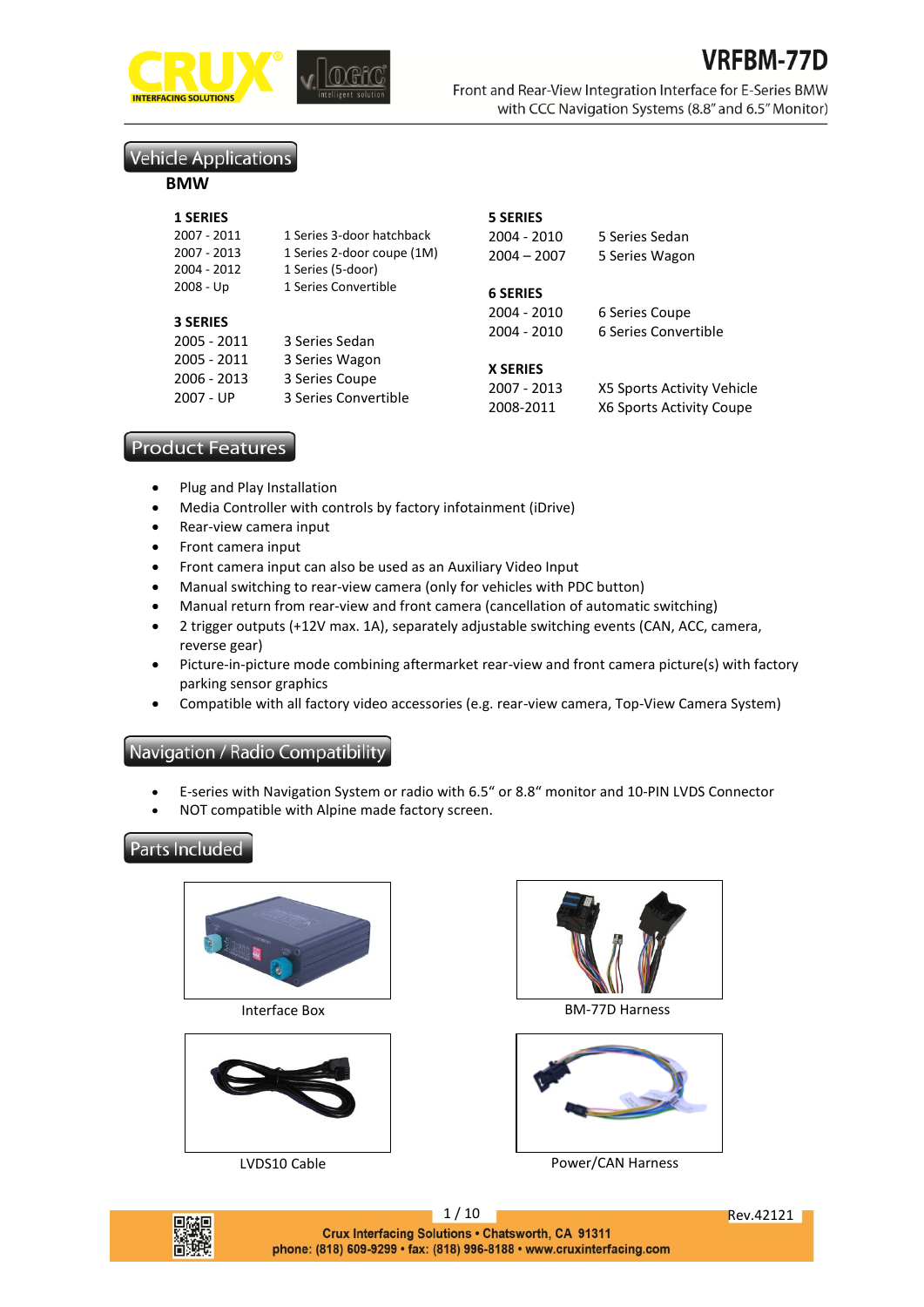# VRFBM-77D

Front and Rear-View Integration Interface for E-Series BMW with CCC Navigation Systems (8.8" and 6.5" Monitor)

## Vehicle Applications

**BMW**

**1 SERIES**

| | |
|---|---|
| 2007 - 2011 | 1 Series 3-door hatchback |
| 2007 - 2013 | 1 Series 2-door coupe (1M) |
| 2004 - 2012 | 1 Series (5-door) |
| 2008 - Up | 1 Series Convertible |

**3 SERIES**

| | |
|---|---|
| 2005 - 2011 | 3 Series Sedan |
| 2005 - 2011 | 3 Series Wagon |
| 2006 - 2013 | 3 Series Coupe |
| 2007 - UP | 3 Series Convertible |

**5 SERIES**

| | |
|---|---|
| 2004 - 2010 | 5 Series Sedan |
| 2004 – 2007 | 5 Series Wagon |

**6 SERIES**

| | |
|---|---|
| 2004 - 2010 | 6 Series Coupe |
| 2004 - 2010 | 6 Series Convertible |

**X SERIES**

| | |
|---|---|
| 2007 - 2013 | X5 Sports Activity Vehicle |
| 2008-2011 | X6 Sports Activity Coupe |

## Product Features

- Plug and Play Installation
- Media Controller with controls by factory infotainment (iDrive)
- Rear-view camera input
- Front camera input
- Front camera input can also be used as an Auxiliary Video Input
- Manual switching to rear-view camera (only for vehicles with PDC button)
- Manual return from rear-view and front camera (cancellation of automatic switching)
- 2 trigger outputs (+12V max. 1A), separately adjustable switching events (CAN, ACC, camera, reverse gear)
- Picture-in-picture mode combining aftermarket rear-view and front camera picture(s) with factory parking sensor graphics
- Compatible with all factory video accessories (e.g. rear-view camera, Top-View Camera System)

## Navigation / Radio Compatibility

- E-series with Navigation System or radio with 6.5" or 8.8" monitor and 10-PIN LVDS Connector
- NOT compatible with Alpine made factory screen.

## Parts Included

Interface Box

BM-77D Harness

LVDS10 Cable

Power/CAN Harness

Rev.42121

Crux Interfacing Solutions • Chatsworth, CA 91311
phone: (818) 609-9299 • fax: (818) 996-8188 • www.cruxinterfacing.com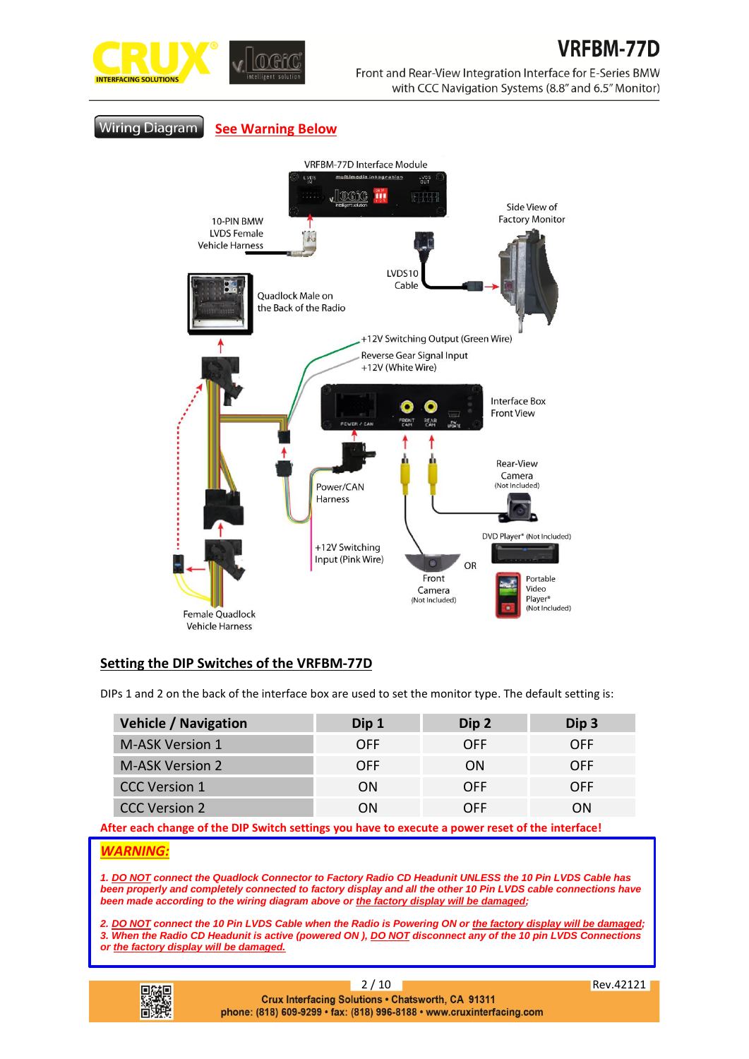## Wiring Diagram

**See Warning Below**

VRFBM-77D Interface Module

10-PIN BMW LVDS Female Vehicle Harness

Side View of Factory Monitor

LVDS10 Cable

Quadlock Male on the Back of the Radio

+12V Switching Output (Green Wire)

Reverse Gear Signal Input +12V (White Wire)

Interface Box Front View

Power/CAN Harness

Rear-View Camera (Not Included)

DVD Player* (Not Included)

+12V Switching Input (Pink Wire)

OR

Front Camera (Not Included)

Portable Video Player* (Not Included)

Female Quadlock Vehicle Harness

## Setting the DIP Switches of the VRFBM-77D

DIPs 1 and 2 on the back of the interface box are used to set the monitor type. The default setting is:

| Vehicle / Navigation | Dip 1 | Dip 2 | Dip 3 |
|---|---|---|---|
| M-ASK Version 1 | OFF | OFF | OFF |
| M-ASK Version 2 | OFF | ON | OFF |
| CCC Version 1 | ON | OFF | OFF |
| CCC Version 2 | ON | OFF | ON |

**After each change of the DIP Switch settings you have to execute a power reset of the interface!**

***WARNING:***

***1. DO NOT connect the Quadlock Connector to Factory Radio CD Headunit UNLESS the 10 Pin LVDS Cable has been properly and completely connected to factory display and all the other 10 Pin LVDS cable connections have been made according to the wiring diagram above or the factory display will be damaged;***

***2. DO NOT connect the 10 Pin LVDS Cable when the Radio is Powering ON or the factory display will be damaged;***
***3. When the Radio CD Headunit is active (powered ON ), DO NOT disconnect any of the 10 pin LVDS Connections or the factory display will be damaged.***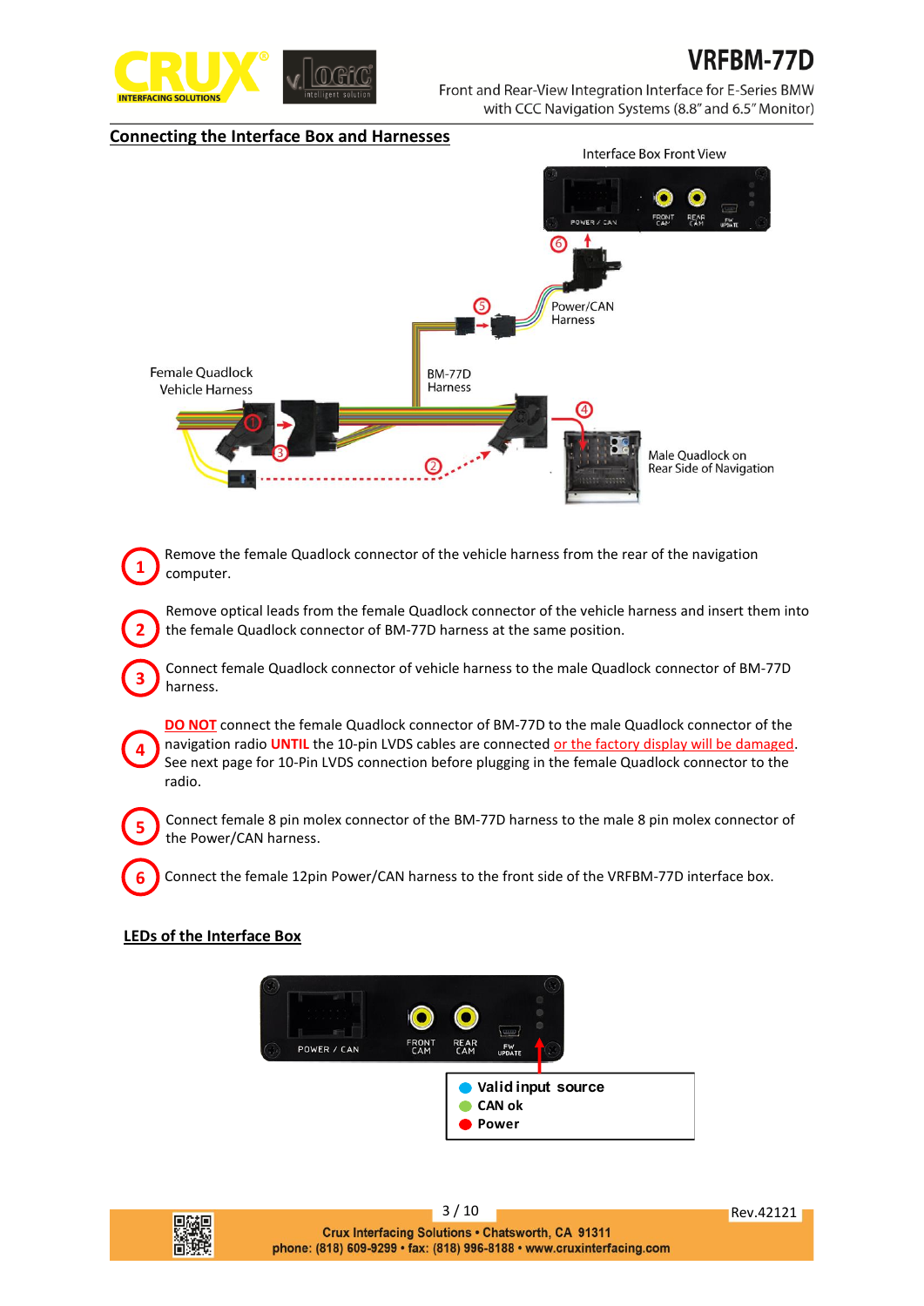## Connecting the Interface Box and Harnesses

Interface Box Front View

Power/CAN Harness

Female Quadlock Vehicle Harness

BM-77D Harness

Male Quadlock on Rear Side of Navigation

1. Remove the female Quadlock connector of the vehicle harness from the rear of the navigation computer.

2. Remove optical leads from the female Quadlock connector of the vehicle harness and insert them into the female Quadlock connector of BM-77D harness at the same position.

3. Connect female Quadlock connector of vehicle harness to the male Quadlock connector of BM-77D harness.

4. **DO NOT** connect the female Quadlock connector of BM-77D to the male Quadlock connector of the navigation radio **UNTIL** the 10-pin LVDS cables are connected or the factory display will be damaged. See next page for 10-Pin LVDS connection before plugging in the female Quadlock connector to the radio.

5. Connect female 8 pin molex connector of the BM-77D harness to the male 8 pin molex connector of the Power/CAN harness.

6. Connect the female 12pin Power/CAN harness to the front side of the VRFBM-77D interface box.

## LEDs of the Interface Box

- Valid input source (blue)
- CAN ok (green)
- Power (red)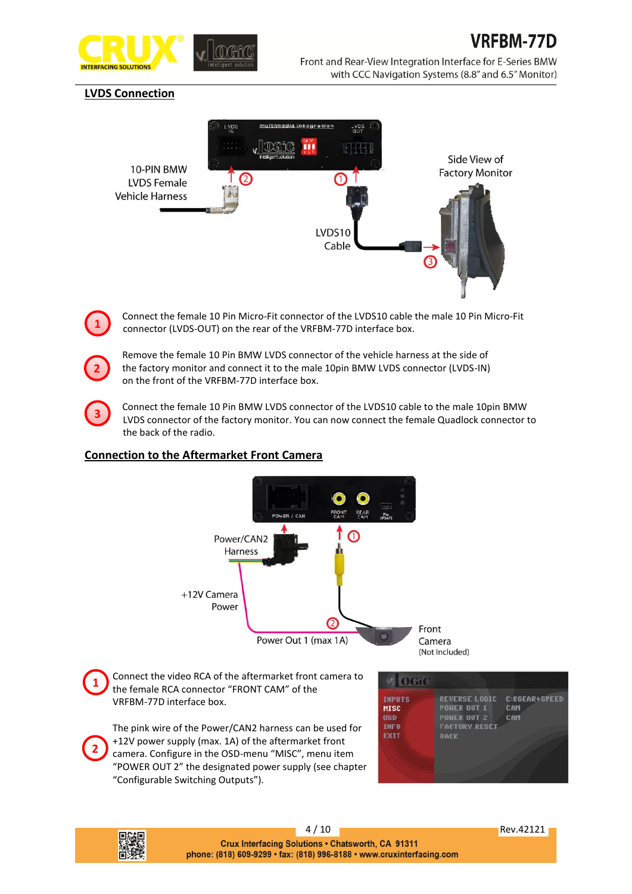## LVDS Connection

10-PIN BMW LVDS Female Vehicle Harness

LVDS10 Cable

Side View of Factory Monitor

1. Connect the female 10 Pin Micro-Fit connector of the LVDS10 cable the male 10 Pin Micro-Fit connector (LVDS-OUT) on the rear of the VRFBM-77D interface box.

2. Remove the female 10 Pin BMW LVDS connector of the vehicle harness at the side of the factory monitor and connect it to the male 10pin BMW LVDS connector (LVDS-IN) on the front of the VRFBM-77D interface box.

3. Connect the female 10 Pin BMW LVDS connector of the LVDS10 cable to the male 10pin BMW LVDS connector of the factory monitor. You can now connect the female Quadlock connector to the back of the radio.

## Connection to the Aftermarket Front Camera

Power/CAN2 Harness

+12V Camera Power

Power Out 1 (max 1A)

Front Camera (Not Included)

1. Connect the video RCA of the aftermarket front camera to the female RCA connector "FRONT CAM" of the VRFBM-77D interface box.

2. The pink wire of the Power/CAN2 harness can be used for +12V power supply (max. 1A) of the aftermarket front camera. Configure in the OSD-menu "MISC", menu item "POWER OUT 2" the designated power supply (see chapter "Configurable Switching Outputs").

| | | |
|---|---|---|
| INPUTS | REVERSE LOGIC | C:RGEAR+SPEED |
| MISC | POWER OUT 1 | CAM |
| OSD | POWER OUT 2 | CAM |
| INFO | FACTORY RESET | |
| EXIT | BACK | |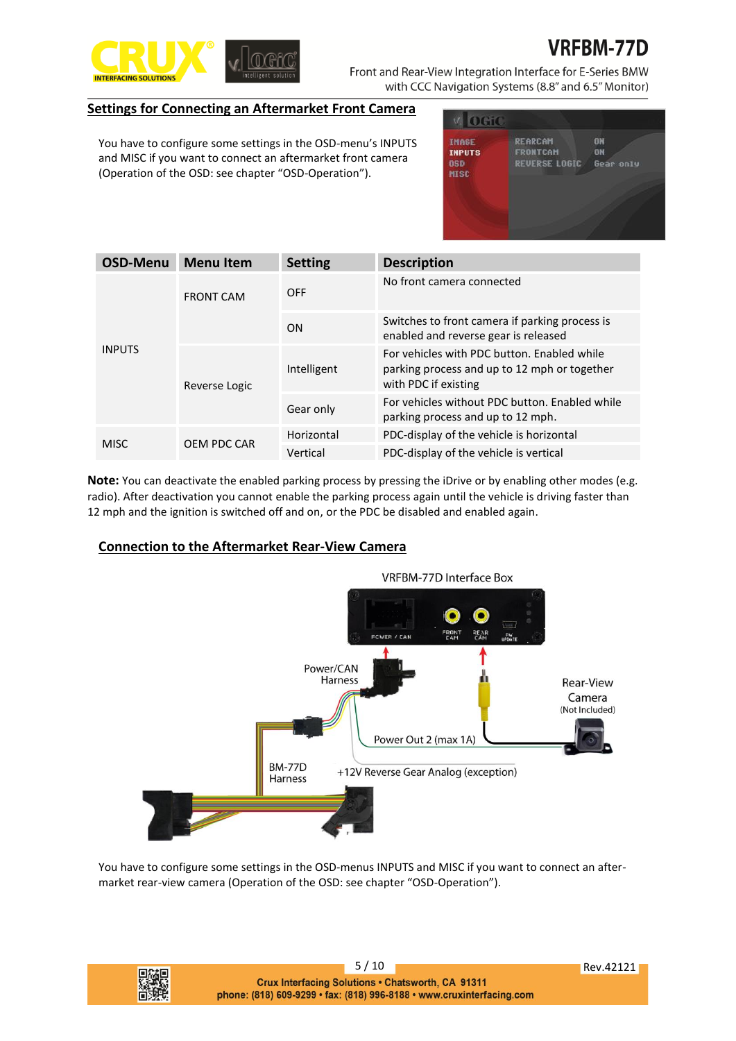## Settings for Connecting an Aftermarket Front Camera

You have to configure some settings in the OSD-menu's INPUTS and MISC if you want to connect an aftermarket front camera (Operation of the OSD: see chapter "OSD-Operation").

| OSD-Menu | Menu Item | Setting | Description |
|---|---|---|---|
| INPUTS | FRONT CAM | OFF | No front camera connected |
| | | ON | Switches to front camera if parking process is enabled and reverse gear is released |
| | Reverse Logic | Intelligent | For vehicles with PDC button. Enabled while parking process and up to 12 mph or together with PDC if existing |
| | | Gear only | For vehicles without PDC button. Enabled while parking process and up to 12 mph. |
| MISC | OEM PDC CAR | Horizontal | PDC-display of the vehicle is horizontal |
| | | Vertical | PDC-display of the vehicle is vertical |

**Note:** You can deactivate the enabled parking process by pressing the iDrive or by enabling other modes (e.g. radio). After deactivation you cannot enable the parking process again until the vehicle is driving faster than 12 mph and the ignition is switched off and on, or the PDC be disabled and enabled again.

## Connection to the Aftermarket Rear-View Camera

You have to configure some settings in the OSD-menus INPUTS and MISC if you want to connect an after-market rear-view camera (Operation of the OSD: see chapter "OSD-Operation").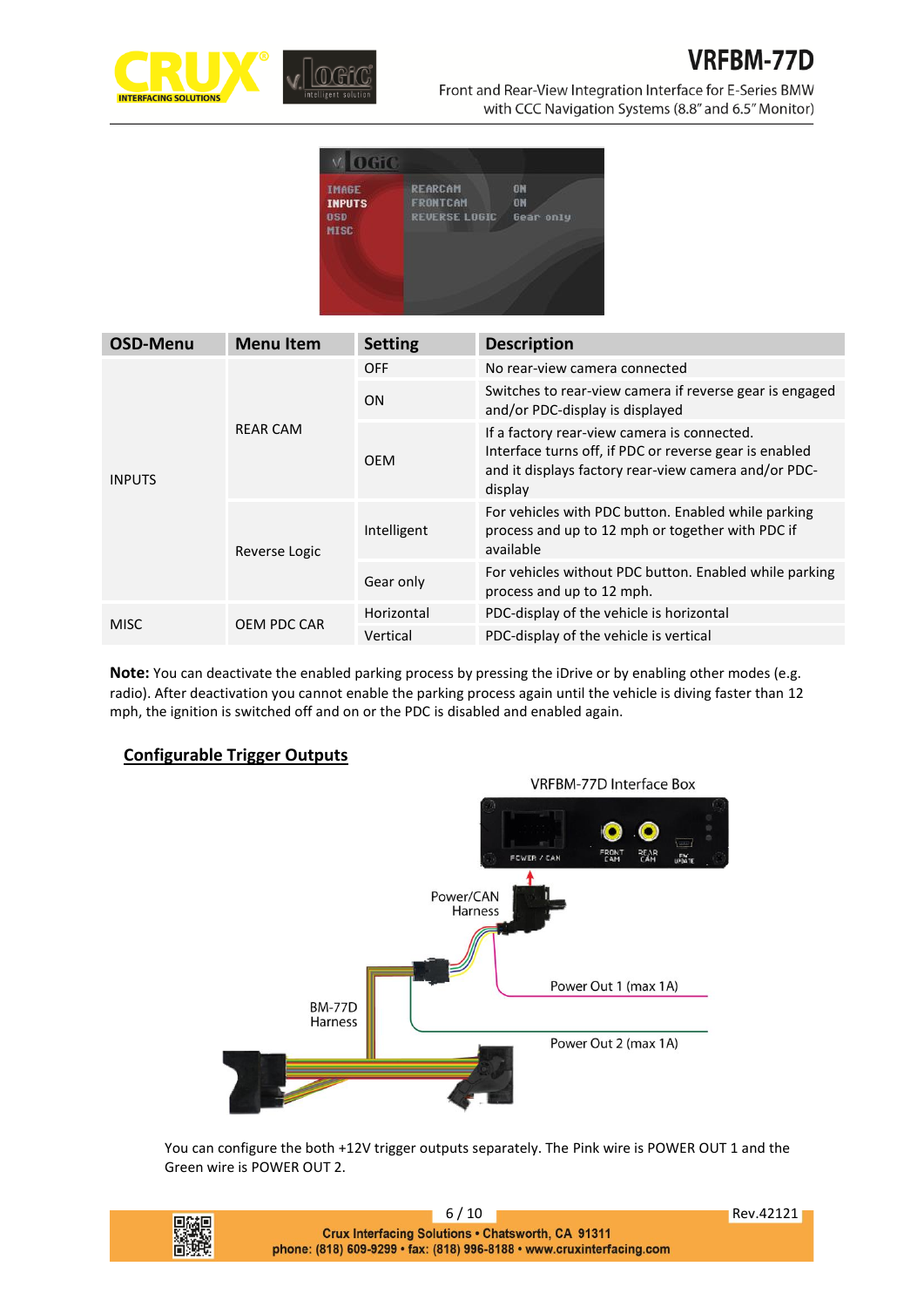| OSD-Menu | Menu Item | Setting | Description |
| --- | --- | --- | --- |
| INPUTS | REAR CAM | OFF | No rear-view camera connected |
| | | ON | Switches to rear-view camera if reverse gear is engaged and/or PDC-display is displayed |
| | | OEM | If a factory rear-view camera is connected. Interface turns off, if PDC or reverse gear is enabled and it displays factory rear-view camera and/or PDC-display |
| | Reverse Logic | Intelligent | For vehicles with PDC button. Enabled while parking process and up to 12 mph or together with PDC if available |
| | | Gear only | For vehicles without PDC button. Enabled while parking process and up to 12 mph. |
| MISC | OEM PDC CAR | Horizontal | PDC-display of the vehicle is horizontal |
| | | Vertical | PDC-display of the vehicle is vertical |

**Note:** You can deactivate the enabled parking process by pressing the iDrive or by enabling other modes (e.g. radio). After deactivation you cannot enable the parking process again until the vehicle is diving faster than 12 mph, the ignition is switched off and on or the PDC is disabled and enabled again.

## Configurable Trigger Outputs

You can configure the both +12V trigger outputs separately. The Pink wire is POWER OUT 1 and the Green wire is POWER OUT 2.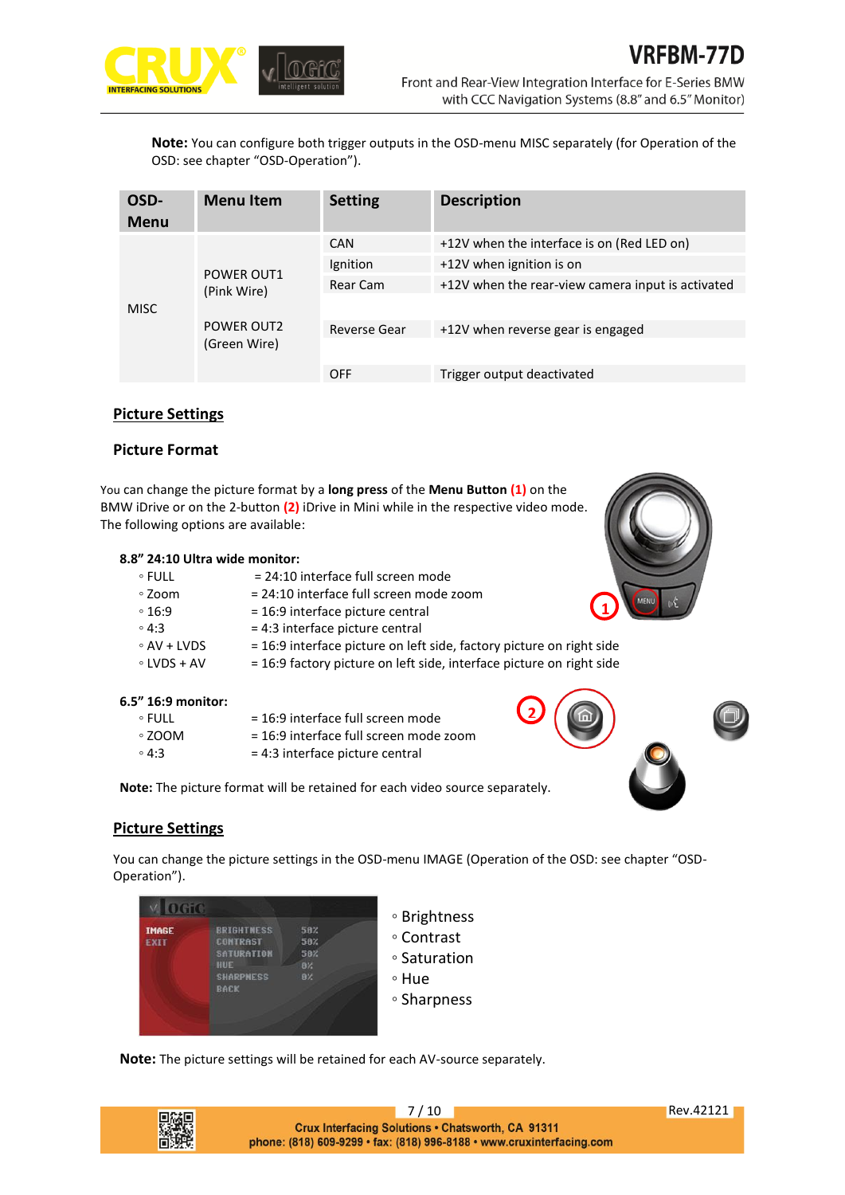**Note:** You can configure both trigger outputs in the OSD-menu MISC separately (for Operation of the OSD: see chapter "OSD-Operation").

| OSD-Menu | Menu Item | Setting | Description |
|---|---|---|---|
| MISC | POWER OUT1 (Pink Wire)<br><br>POWER OUT2 (Green Wire) | CAN | +12V when the interface is on (Red LED on) |
| | | Ignition | +12V when ignition is on |
| | | Rear Cam | +12V when the rear-view camera input is activated |
| | | Reverse Gear | +12V when reverse gear is engaged |
| | | OFF | Trigger output deactivated |

## Picture Settings

### Picture Format

You can change the picture format by a **long press** of the **Menu Button (1)** on the BMW iDrive or on the 2-button **(2)** iDrive in Mini while in the respective video mode. The following options are available:

**8.8" 24:10 Ultra wide monitor:**

- FULL = 24:10 interface full screen mode
- Zoom = 24:10 interface full screen mode zoom
- 16:9 = 16:9 interface picture central
- 4:3 = 4:3 interface picture central
- AV + LVDS = 16:9 interface picture on left side, factory picture on right side
- LVDS + AV = 16:9 factory picture on left side, interface picture on right side

**6.5" 16:9 monitor:**

- FULL = 16:9 interface full screen mode
- ZOOM = 16:9 interface full screen mode zoom
- 4:3 = 4:3 interface picture central

**Note:** The picture format will be retained for each video source separately.

## Picture Settings

You can change the picture settings in the OSD-menu IMAGE (Operation of the OSD: see chapter "OSD-Operation").

- Brightness
- Contrast
- Saturation
- Hue
- Sharpness

**Note:** The picture settings will be retained for each AV-source separately.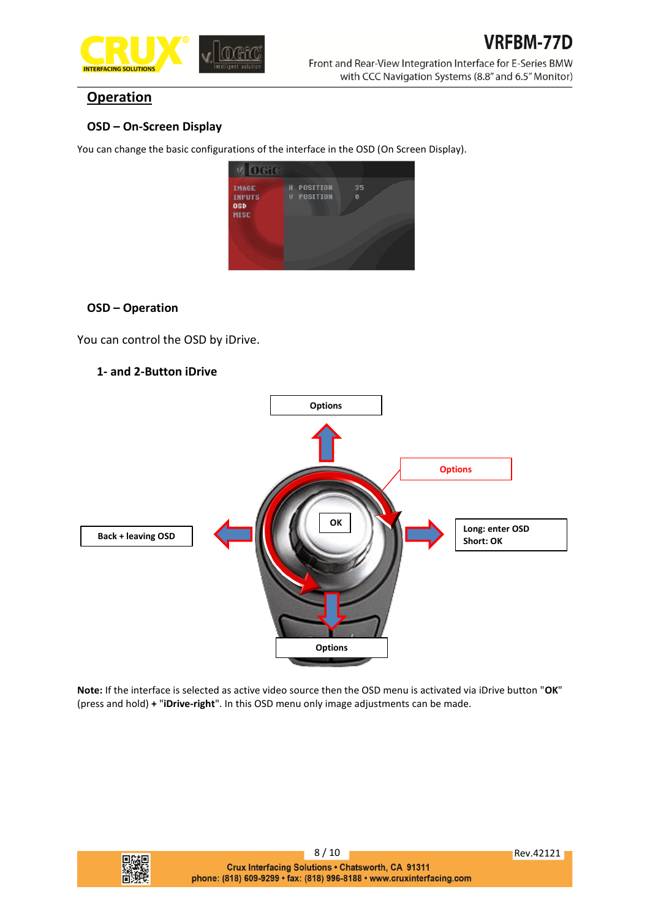## Operation

### OSD – On-Screen Display

You can change the basic configurations of the interface in the OSD (On Screen Display).

### OSD – Operation

You can control the OSD by iDrive.

#### 1- and 2-Button iDrive

Options

Options

Back + leaving OSD

OK

Long: enter OSD
Short: OK

Options

**Note:** If the interface is selected as active video source then the OSD menu is activated via iDrive button "**OK**" (press and hold) + "**iDrive-right**". In this OSD menu only image adjustments can be made.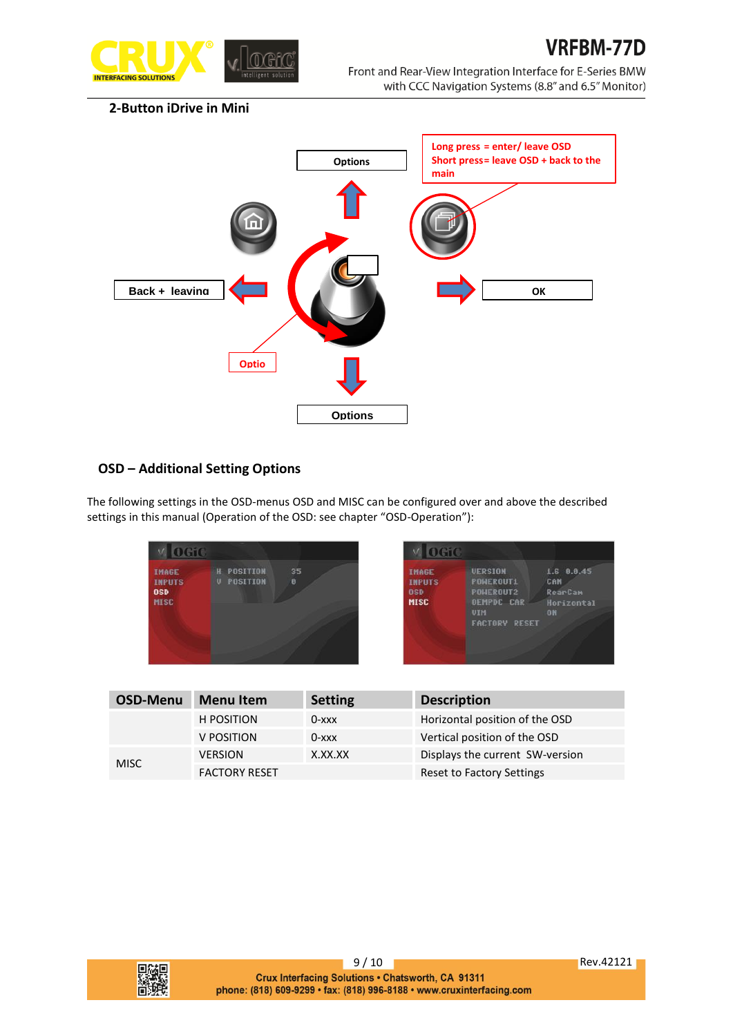## 2-Button iDrive in Mini

Options

Long press = enter/ leave OSD
Short press= leave OSD + back to the main

Back + leaving

OK

Optio

Options

## OSD – Additional Setting Options

The following settings in the OSD-menus OSD and MISC can be configured over and above the described settings in this manual (Operation of the OSD: see chapter "OSD-Operation"):

| OSD-Menu | Menu Item | Setting | Description |
|---|---|---|---|
| | H POSITION | 0-xxx | Horizontal position of the OSD |
| | V POSITION | 0-xxx | Vertical position of the OSD |
| MISC | VERSION | X.XX.XX | Displays the current SW-version |
| | FACTORY RESET | | Reset to Factory Settings |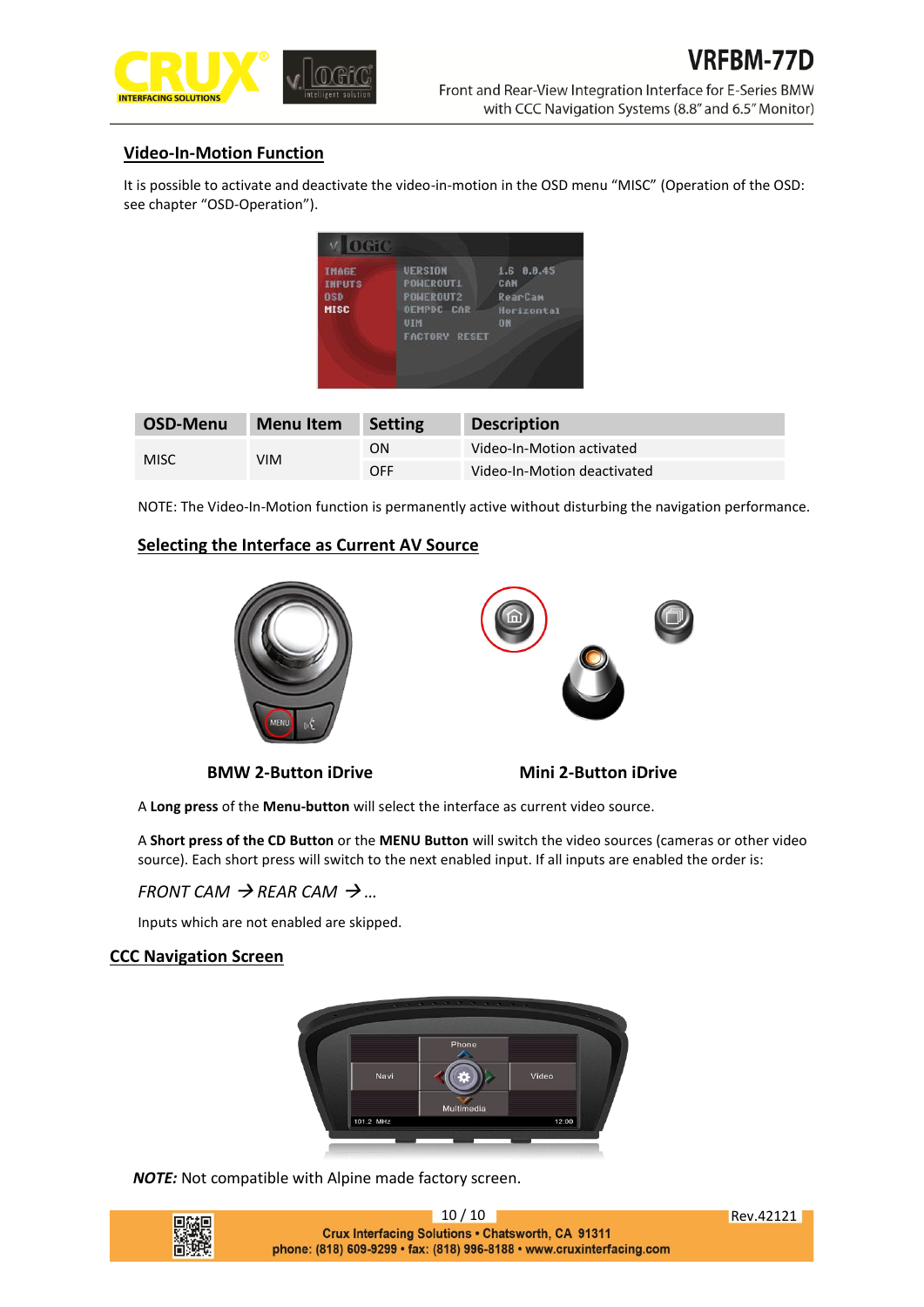## Video-In-Motion Function

It is possible to activate and deactivate the video-in-motion in the OSD menu "MISC" (Operation of the OSD: see chapter "OSD-Operation").

| OSD-Menu | Menu Item | Setting | Description |
|---|---|---|---|
| MISC | VIM | ON | Video-In-Motion activated |
| | | OFF | Video-In-Motion deactivated |

NOTE: The Video-In-Motion function is permanently active without disturbing the navigation performance.

## Selecting the Interface as Current AV Source

**BMW 2-Button iDrive**

**Mini 2-Button iDrive**

A **Long press** of the **Menu-button** will select the interface as current video source.

A **Short press of the CD Button** or the **MENU Button** will switch the video sources (cameras or other video source). Each short press will switch to the next enabled input. If all inputs are enabled the order is:

*FRONT CAM → REAR CAM →…*

Inputs which are not enabled are skipped.

## CCC Navigation Screen

***NOTE:*** Not compatible with Alpine made factory screen.